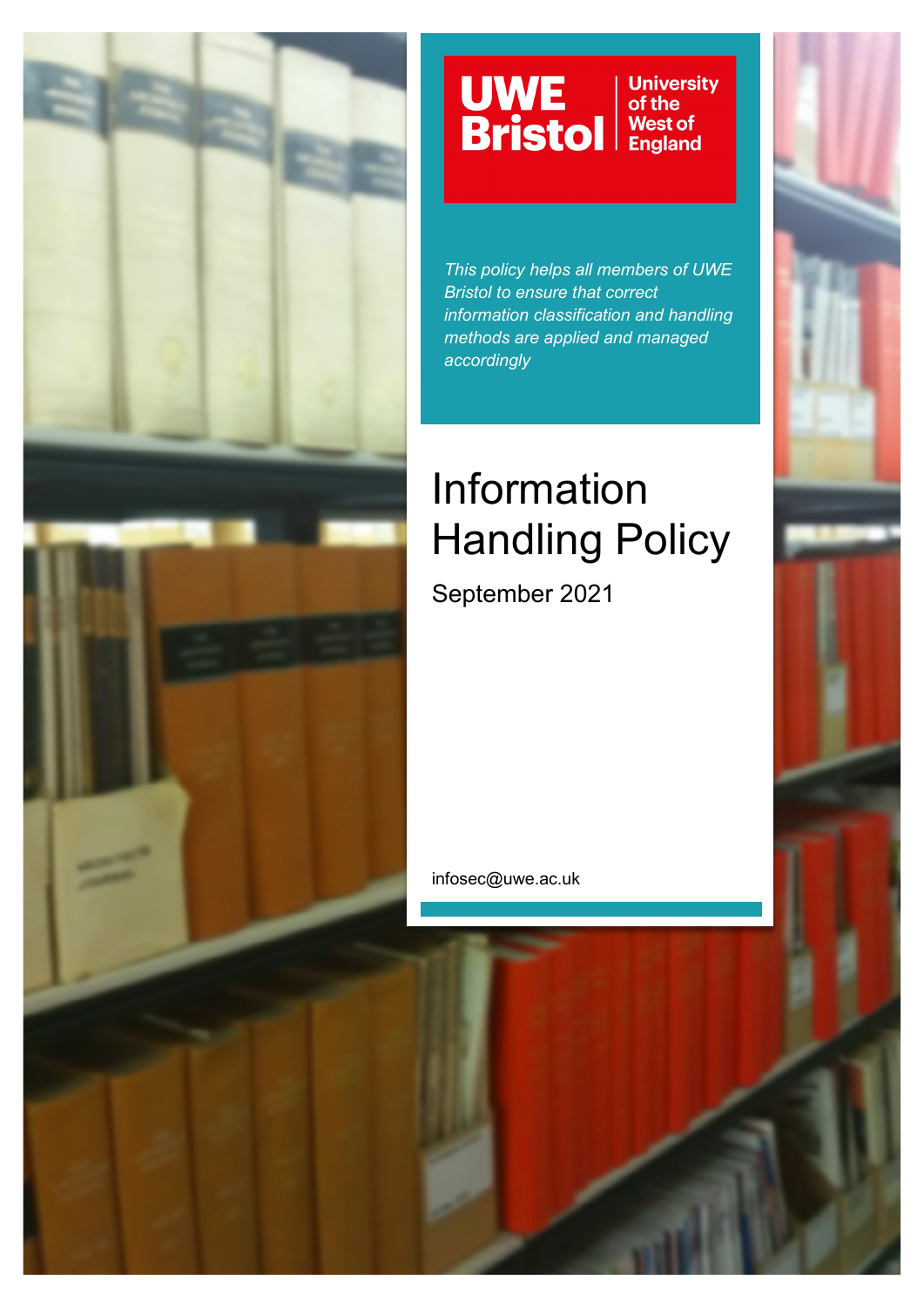UWE Bristol | University of the West of England

*This policy helps all members of UWE Bristol to ensure that correct information classification and handling methods are applied and managed accordingly*

# Information Handling Policy

September 2021

infosec@uwe.ac.uk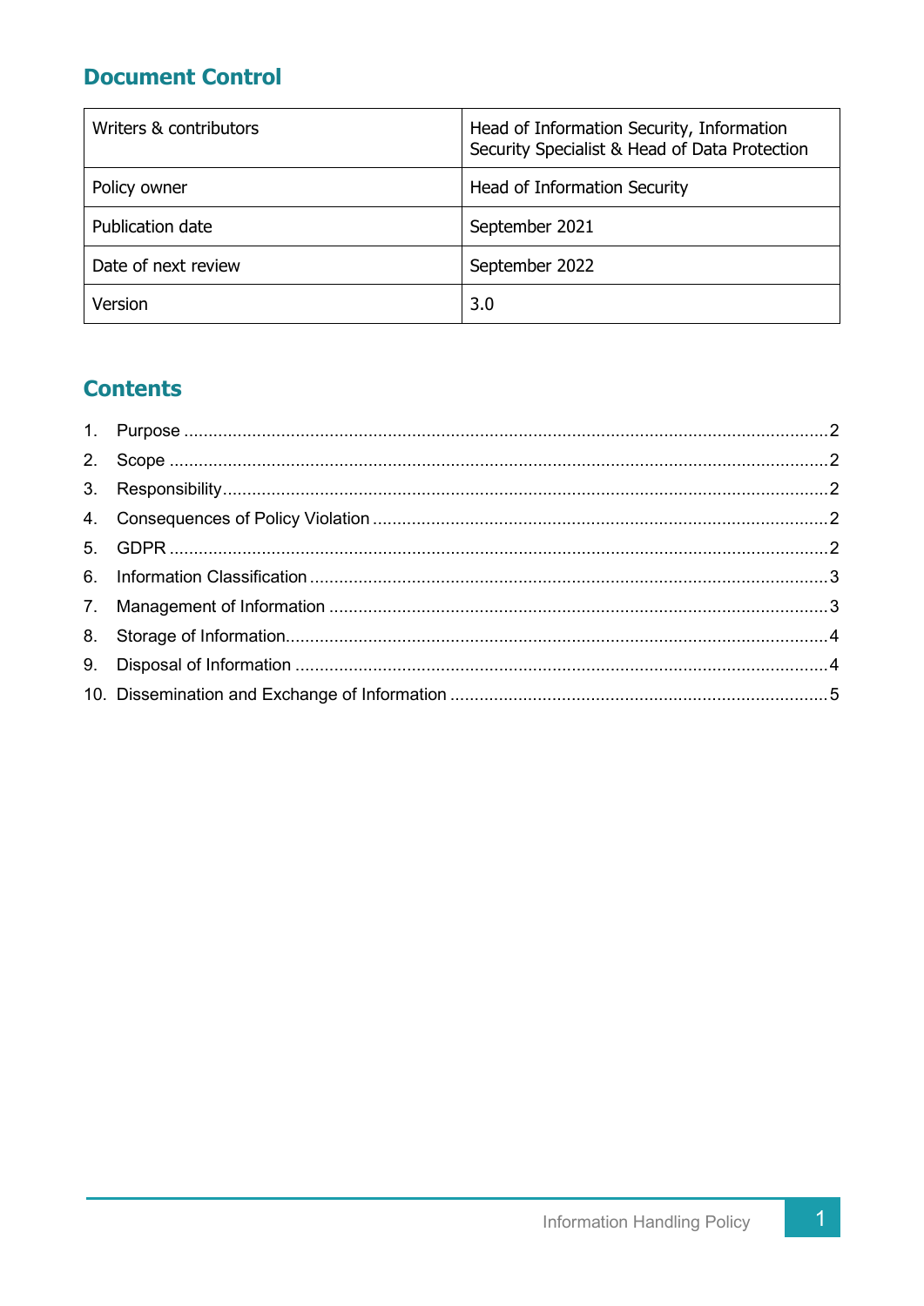## Document Control

| Writers & contributors | Head of Information Security, Information Security Specialist & Head of Data Protection |
| --- | --- |
| Policy owner | Head of Information Security |
| Publication date | September 2021 |
| Date of next review | September 2022 |
| Version | 3.0 |

## Contents

1. Purpose ....................................................................................................................... 2
2. Scope .......................................................................................................................... 2
3. Responsibility.............................................................................................................. 2
4. Consequences of Policy Violation ................................................................................ 2
5. GDPR .......................................................................................................................... 2
6. Information Classification ............................................................................................ 3
7. Management of Information ........................................................................................ 3
8. Storage of Information.................................................................................................. 4
9. Disposal of Information ................................................................................................ 4
10. Dissemination and Exchange of Information ............................................................... 5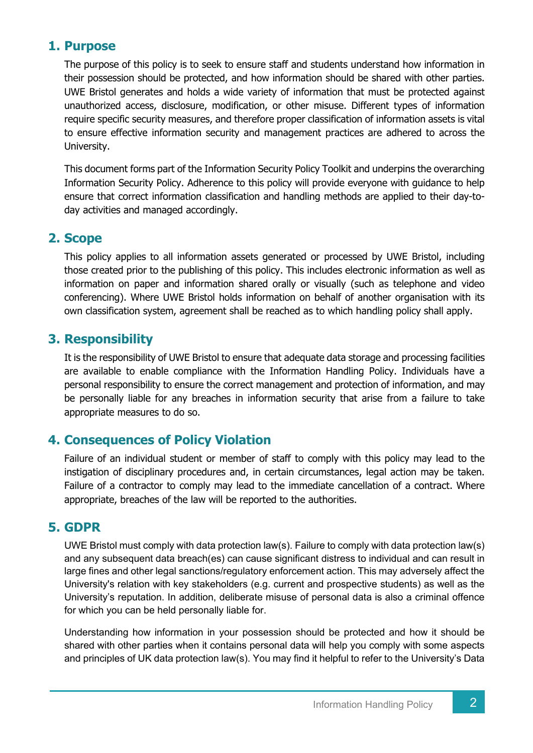## 1. Purpose

The purpose of this policy is to seek to ensure staff and students understand how information in their possession should be protected, and how information should be shared with other parties. UWE Bristol generates and holds a wide variety of information that must be protected against unauthorized access, disclosure, modification, or other misuse. Different types of information require specific security measures, and therefore proper classification of information assets is vital to ensure effective information security and management practices are adhered to across the University.

This document forms part of the Information Security Policy Toolkit and underpins the overarching Information Security Policy. Adherence to this policy will provide everyone with guidance to help ensure that correct information classification and handling methods are applied to their day-to-day activities and managed accordingly.

## 2. Scope

This policy applies to all information assets generated or processed by UWE Bristol, including those created prior to the publishing of this policy. This includes electronic information as well as information on paper and information shared orally or visually (such as telephone and video conferencing). Where UWE Bristol holds information on behalf of another organisation with its own classification system, agreement shall be reached as to which handling policy shall apply.

## 3. Responsibility

It is the responsibility of UWE Bristol to ensure that adequate data storage and processing facilities are available to enable compliance with the Information Handling Policy. Individuals have a personal responsibility to ensure the correct management and protection of information, and may be personally liable for any breaches in information security that arise from a failure to take appropriate measures to do so.

## 4. Consequences of Policy Violation

Failure of an individual student or member of staff to comply with this policy may lead to the instigation of disciplinary procedures and, in certain circumstances, legal action may be taken. Failure of a contractor to comply may lead to the immediate cancellation of a contract. Where appropriate, breaches of the law will be reported to the authorities.

## 5. GDPR

UWE Bristol must comply with data protection law(s). Failure to comply with data protection law(s) and any subsequent data breach(es) can cause significant distress to individual and can result in large fines and other legal sanctions/regulatory enforcement action. This may adversely affect the University's relation with key stakeholders (e.g. current and prospective students) as well as the University's reputation. In addition, deliberate misuse of personal data is also a criminal offence for which you can be held personally liable for.

Understanding how information in your possession should be protected and how it should be shared with other parties when it contains personal data will help you comply with some aspects and principles of UK data protection law(s). You may find it helpful to refer to the University's Data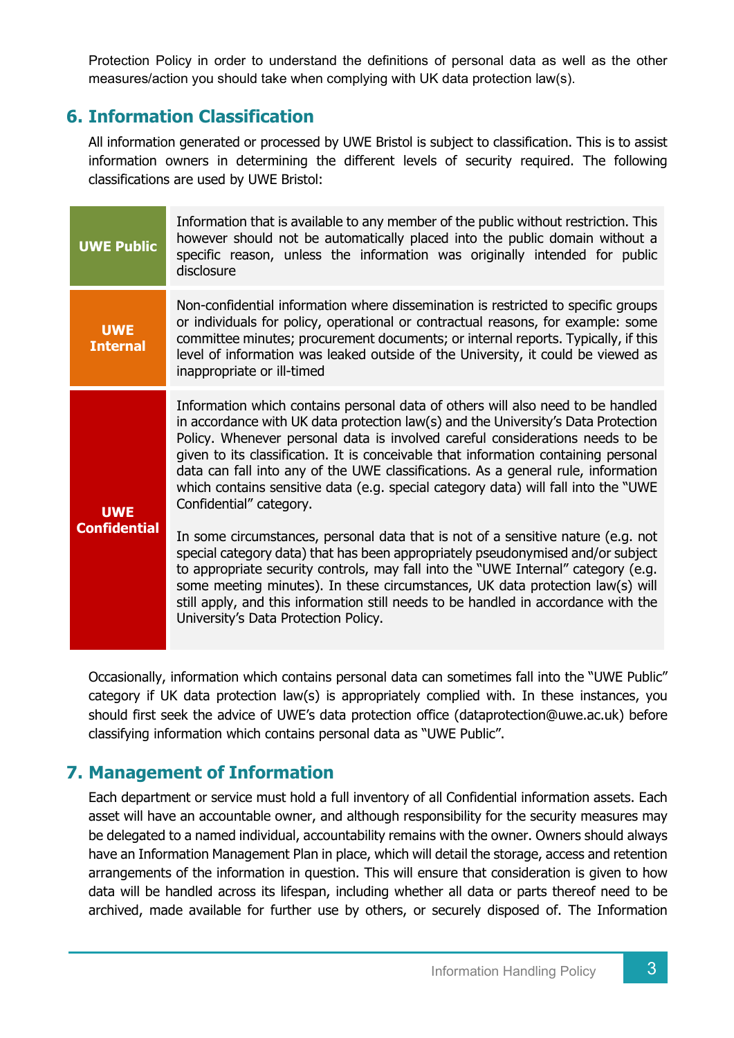Protection Policy in order to understand the definitions of personal data as well as the other measures/action you should take when complying with UK data protection law(s).

## 6. Information Classification

All information generated or processed by UWE Bristol is subject to classification. This is to assist information owners in determining the different levels of security required. The following classifications are used by UWE Bristol:

| Classification | Description |
|---|---|
| **UWE Public** | Information that is available to any member of the public without restriction. This however should not be automatically placed into the public domain without a specific reason, unless the information was originally intended for public disclosure |
| **UWE Internal** | Non-confidential information where dissemination is restricted to specific groups or individuals for policy, operational or contractual reasons, for example: some committee minutes; procurement documents; or internal reports. Typically, if this level of information was leaked outside of the University, it could be viewed as inappropriate or ill-timed |
| **UWE Confidential** | Information which contains personal data of others will also need to be handled in accordance with UK data protection law(s) and the University's Data Protection Policy. Whenever personal data is involved careful considerations needs to be given to its classification. It is conceivable that information containing personal data can fall into any of the UWE classifications. As a general rule, information which contains sensitive data (e.g. special category data) will fall into the "UWE Confidential" category.<br><br>In some circumstances, personal data that is not of a sensitive nature (e.g. not special category data) that has been appropriately pseudonymised and/or subject to appropriate security controls, may fall into the "UWE Internal" category (e.g. some meeting minutes). In these circumstances, UK data protection law(s) will still apply, and this information still needs to be handled in accordance with the University's Data Protection Policy. |

Occasionally, information which contains personal data can sometimes fall into the "UWE Public" category if UK data protection law(s) is appropriately complied with. In these instances, you should first seek the advice of UWE's data protection office (dataprotection@uwe.ac.uk) before classifying information which contains personal data as "UWE Public".

## 7. Management of Information

Each department or service must hold a full inventory of all Confidential information assets. Each asset will have an accountable owner, and although responsibility for the security measures may be delegated to a named individual, accountability remains with the owner. Owners should always have an Information Management Plan in place, which will detail the storage, access and retention arrangements of the information in question. This will ensure that consideration is given to how data will be handled across its lifespan, including whether all data or parts thereof need to be archived, made available for further use by others, or securely disposed of. The Information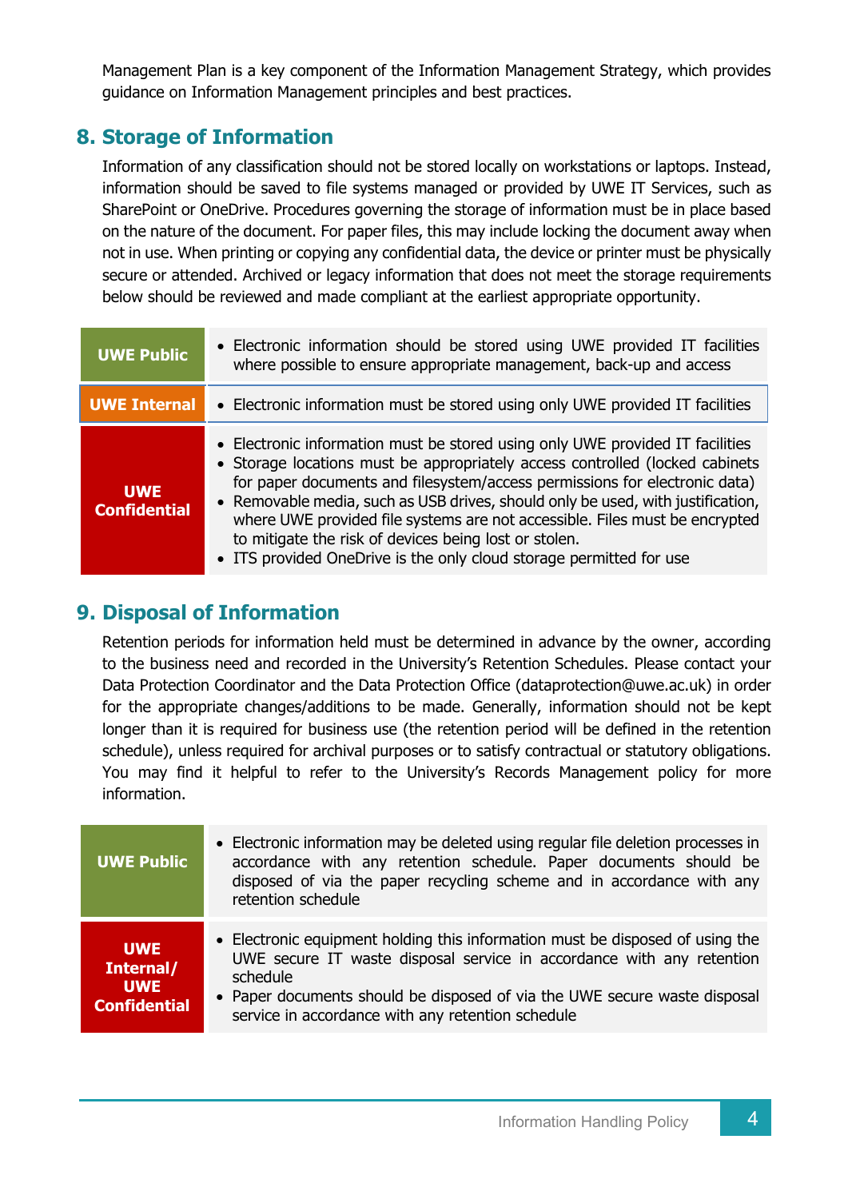Management Plan is a key component of the Information Management Strategy, which provides guidance on Information Management principles and best practices.

## 8. Storage of Information

Information of any classification should not be stored locally on workstations or laptops. Instead, information should be saved to file systems managed or provided by UWE IT Services, such as SharePoint or OneDrive. Procedures governing the storage of information must be in place based on the nature of the document. For paper files, this may include locking the document away when not in use. When printing or copying any confidential data, the device or printer must be physically secure or attended. Archived or legacy information that does not meet the storage requirements below should be reviewed and made compliant at the earliest appropriate opportunity.

| Classification | Requirements |
|---|---|
| **UWE Public** | • Electronic information should be stored using UWE provided IT facilities where possible to ensure appropriate management, back-up and access |
| **UWE Internal** | • Electronic information must be stored using only UWE provided IT facilities |
| **UWE Confidential** | • Electronic information must be stored using only UWE provided IT facilities<br>• Storage locations must be appropriately access controlled (locked cabinets for paper documents and filesystem/access permissions for electronic data)<br>• Removable media, such as USB drives, should only be used, with justification, where UWE provided file systems are not accessible. Files must be encrypted to mitigate the risk of devices being lost or stolen.<br>• ITS provided OneDrive is the only cloud storage permitted for use |

## 9. Disposal of Information

Retention periods for information held must be determined in advance by the owner, according to the business need and recorded in the University's Retention Schedules. Please contact your Data Protection Coordinator and the Data Protection Office (dataprotection@uwe.ac.uk) in order for the appropriate changes/additions to be made. Generally, information should not be kept longer than it is required for business use (the retention period will be defined in the retention schedule), unless required for archival purposes or to satisfy contractual or statutory obligations. You may find it helpful to refer to the University's Records Management policy for more information.

| Classification | Requirements |
|---|---|
| **UWE Public** | • Electronic information may be deleted using regular file deletion processes in accordance with any retention schedule. Paper documents should be disposed of via the paper recycling scheme and in accordance with any retention schedule |
| **UWE Internal/ UWE Confidential** | • Electronic equipment holding this information must be disposed of using the UWE secure IT waste disposal service in accordance with any retention schedule<br>• Paper documents should be disposed of via the UWE secure waste disposal service in accordance with any retention schedule |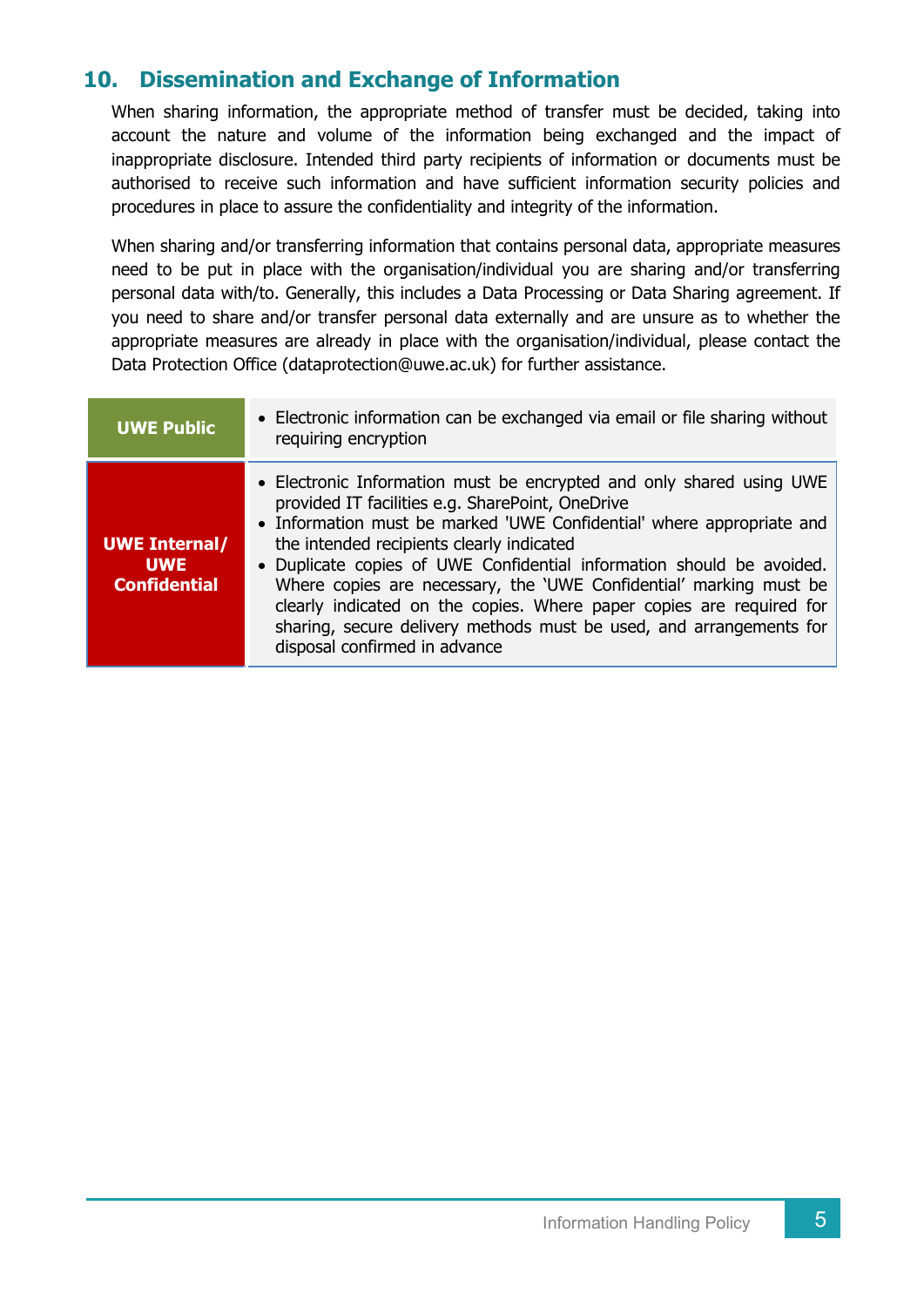## 10. Dissemination and Exchange of Information

When sharing information, the appropriate method of transfer must be decided, taking into account the nature and volume of the information being exchanged and the impact of inappropriate disclosure. Intended third party recipients of information or documents must be authorised to receive such information and have sufficient information security policies and procedures in place to assure the confidentiality and integrity of the information.

When sharing and/or transferring information that contains personal data, appropriate measures need to be put in place with the organisation/individual you are sharing and/or transferring personal data with/to. Generally, this includes a Data Processing or Data Sharing agreement. If you need to share and/or transfer personal data externally and are unsure as to whether the appropriate measures are already in place with the organisation/individual, please contact the Data Protection Office (dataprotection@uwe.ac.uk) for further assistance.

| | |
|---|---|
| **UWE Public** | • Electronic information can be exchanged via email or file sharing without requiring encryption |
| **UWE Internal/ UWE Confidential** | • Electronic Information must be encrypted and only shared using UWE provided IT facilities e.g. SharePoint, OneDrive<br>• Information must be marked 'UWE Confidential' where appropriate and the intended recipients clearly indicated<br>• Duplicate copies of UWE Confidential information should be avoided. Where copies are necessary, the 'UWE Confidential' marking must be clearly indicated on the copies. Where paper copies are required for sharing, secure delivery methods must be used, and arrangements for disposal confirmed in advance |